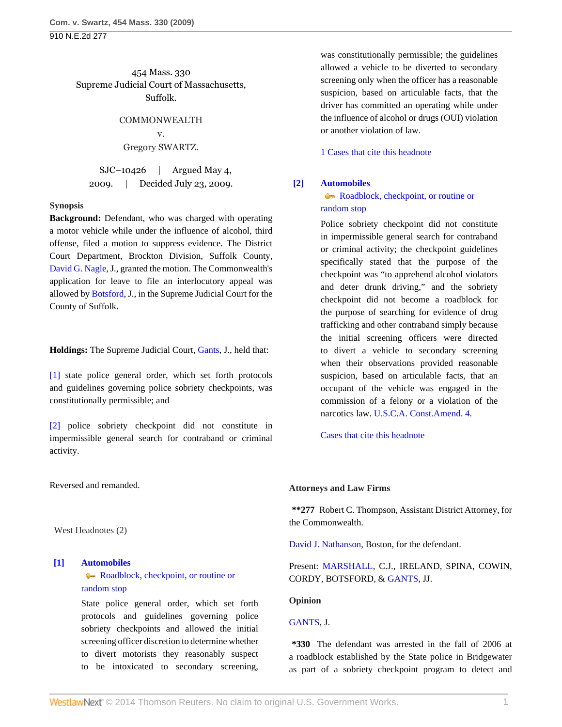454 Mass. 330
Supreme Judicial Court of Massachusetts,
Suffolk.

COMMONWEALTH
v.
Gregory SWARTZ.

SJC–10426 | Argued May 4, 2009. | Decided July 23, 2009.

**Synopsis**

**Background:** Defendant, who was charged with operating a motor vehicle while under the influence of alcohol, third offense, filed a motion to suppress evidence. The District Court Department, Brockton Division, Suffolk County, David G. Nagle, J., granted the motion. The Commonwealth's application for leave to file an interlocutory appeal was allowed by Botsford, J., in the Supreme Judicial Court for the County of Suffolk.

**Holdings:** The Supreme Judicial Court, Gants, J., held that:

[1] state police general order, which set forth protocols and guidelines governing police sobriety checkpoints, was constitutionally permissible; and

[2] police sobriety checkpoint did not constitute in impermissible general search for contraband or criminal activity.

Reversed and remanded.

West Headnotes (2)

**[1] Automobiles**
Roadblock, checkpoint, or routine or random stop

State police general order, which set forth protocols and guidelines governing police sobriety checkpoints and allowed the initial screening officer discretion to determine whether to divert motorists they reasonably suspect to be intoxicated to secondary screening, was constitutionally permissible; the guidelines allowed a vehicle to be diverted to secondary screening only when the officer has a reasonable suspicion, based on articulable facts, that the driver has committed an operating while under the influence of alcohol or drugs (OUI) violation or another violation of law.

1 Cases that cite this headnote

**[2] Automobiles**
Roadblock, checkpoint, or routine or random stop

Police sobriety checkpoint did not constitute in impermissible general search for contraband or criminal activity; the checkpoint guidelines specifically stated that the purpose of the checkpoint was "to apprehend alcohol violators and deter drunk driving," and the sobriety checkpoint did not become a roadblock for the purpose of searching for evidence of drug trafficking and other contraband simply because the initial screening officers were directed to divert a vehicle to secondary screening when their observations provided reasonable suspicion, based on articulable facts, that an occupant of the vehicle was engaged in the commission of a felony or a violation of the narcotics law. U.S.C.A. Const.Amend. 4.

Cases that cite this headnote

**Attorneys and Law Firms**

**277 Robert C. Thompson, Assistant District Attorney, for the Commonwealth.

David J. Nathanson, Boston, for the defendant.

Present: MARSHALL, C.J., IRELAND, SPINA, COWIN, CORDY, BOTSFORD, & GANTS, JJ.

**Opinion**

GANTS, J.

*330 The defendant was arrested in the fall of 2006 at a roadblock established by the State police in Bridgewater as part of a sobriety checkpoint program to detect and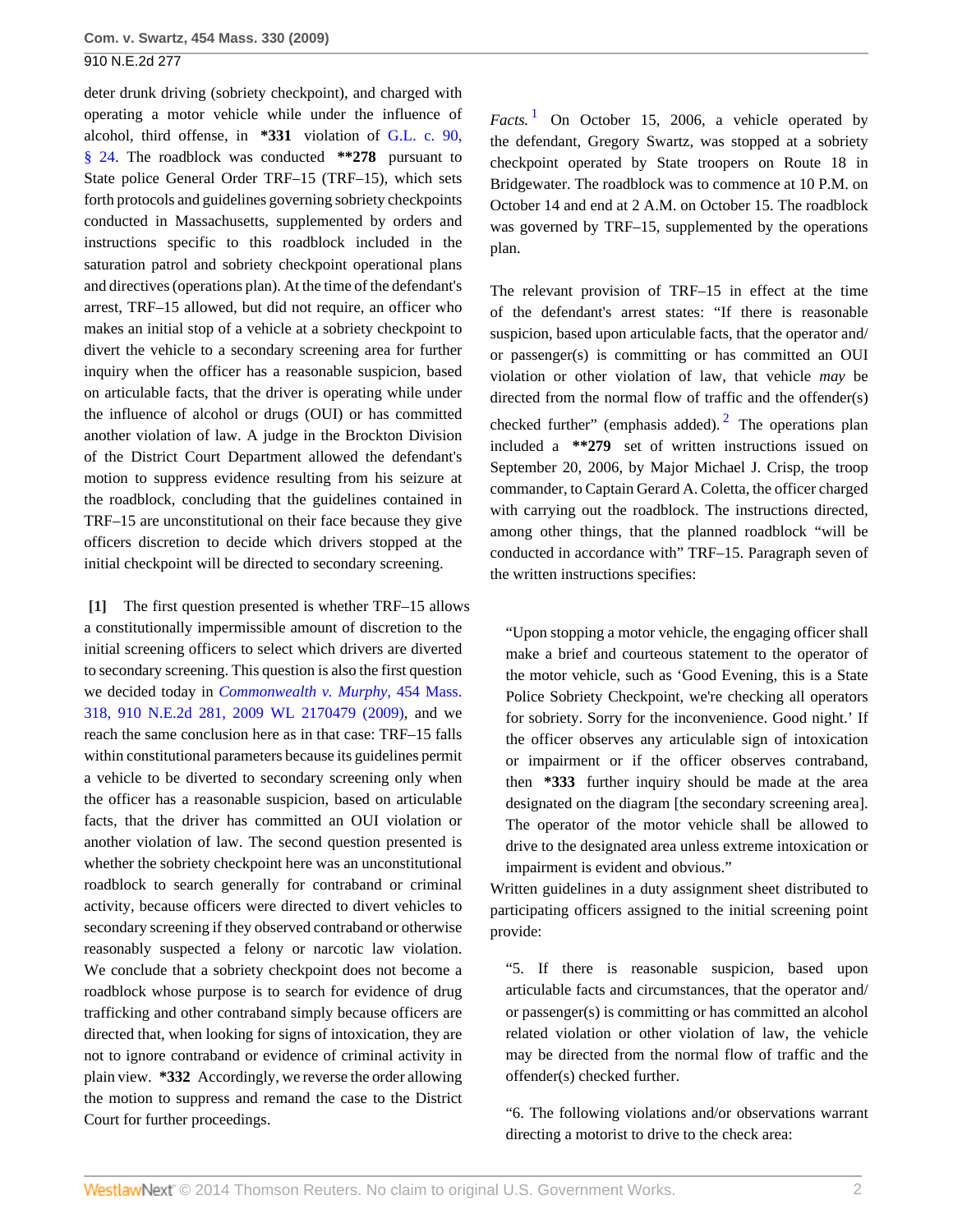deter drunk driving (sobriety checkpoint), and charged with operating a motor vehicle while under the influence of alcohol, third offense, in **\*331** violation of G.L. c. 90, § 24. The roadblock was conducted **\*\*278** pursuant to State police General Order TRF–15 (TRF–15), which sets forth protocols and guidelines governing sobriety checkpoints conducted in Massachusetts, supplemented by orders and instructions specific to this roadblock included in the saturation patrol and sobriety checkpoint operational plans and directives (operations plan). At the time of the defendant's arrest, TRF–15 allowed, but did not require, an officer who makes an initial stop of a vehicle at a sobriety checkpoint to divert the vehicle to a secondary screening area for further inquiry when the officer has a reasonable suspicion, based on articulable facts, that the driver is operating while under the influence of alcohol or drugs (OUI) or has committed another violation of law. A judge in the Brockton Division of the District Court Department allowed the defendant's motion to suppress evidence resulting from his seizure at the roadblock, concluding that the guidelines contained in TRF–15 are unconstitutional on their face because they give officers discretion to decide which drivers stopped at the initial checkpoint will be directed to secondary screening.

**[1]** The first question presented is whether TRF–15 allows a constitutionally impermissible amount of discretion to the initial screening officers to select which drivers are diverted to secondary screening. This question is also the first question we decided today in *Commonwealth v. Murphy,* 454 Mass. 318, 910 N.E.2d 281, 2009 WL 2170479 (2009), and we reach the same conclusion here as in that case: TRF–15 falls within constitutional parameters because its guidelines permit a vehicle to be diverted to secondary screening only when the officer has a reasonable suspicion, based on articulable facts, that the driver has committed an OUI violation or another violation of law. The second question presented is whether the sobriety checkpoint here was an unconstitutional roadblock to search generally for contraband or criminal activity, because officers were directed to divert vehicles to secondary screening if they observed contraband or otherwise reasonably suspected a felony or narcotic law violation. We conclude that a sobriety checkpoint does not become a roadblock whose purpose is to search for evidence of drug trafficking and other contraband simply because officers are directed that, when looking for signs of intoxication, they are not to ignore contraband or evidence of criminal activity in plain view. **\*332** Accordingly, we reverse the order allowing the motion to suppress and remand the case to the District Court for further proceedings.

*Facts.*[1] On October 15, 2006, a vehicle operated by the defendant, Gregory Swartz, was stopped at a sobriety checkpoint operated by State troopers on Route 18 in Bridgewater. The roadblock was to commence at 10 P.M. on October 14 and end at 2 A.M. on October 15. The roadblock was governed by TRF–15, supplemented by the operations plan.

The relevant provision of TRF–15 in effect at the time of the defendant's arrest states: "If there is reasonable suspicion, based upon articulable facts, that the operator and/or passenger(s) is committing or has committed an OUI violation or other violation of law, that vehicle *may* be directed from the normal flow of traffic and the offender(s) checked further" (emphasis added).[2] The operations plan included a **\*\*279** set of written instructions issued on September 20, 2006, by Major Michael J. Crisp, the troop commander, to Captain Gerard A. Coletta, the officer charged with carrying out the roadblock. The instructions directed, among other things, that the planned roadblock "will be conducted in accordance with" TRF–15. Paragraph seven of the written instructions specifies:

> "Upon stopping a motor vehicle, the engaging officer shall make a brief and courteous statement to the operator of the motor vehicle, such as 'Good Evening, this is a State Police Sobriety Checkpoint, we're checking all operators for sobriety. Sorry for the inconvenience. Good night.' If the officer observes any articulable sign of intoxication or impairment or if the officer observes contraband, then **\*333** further inquiry should be made at the area designated on the diagram [the secondary screening area]. The operator of the motor vehicle shall be allowed to drive to the designated area unless extreme intoxication or impairment is evident and obvious."

Written guidelines in a duty assignment sheet distributed to participating officers assigned to the initial screening point provide:

> "5. If there is reasonable suspicion, based upon articulable facts and circumstances, that the operator and/or passenger(s) is committing or has committed an alcohol related violation or other violation of law, the vehicle may be directed from the normal flow of traffic and the offender(s) checked further.
>
> "6. The following violations and/or observations warrant directing a motorist to drive to the check area: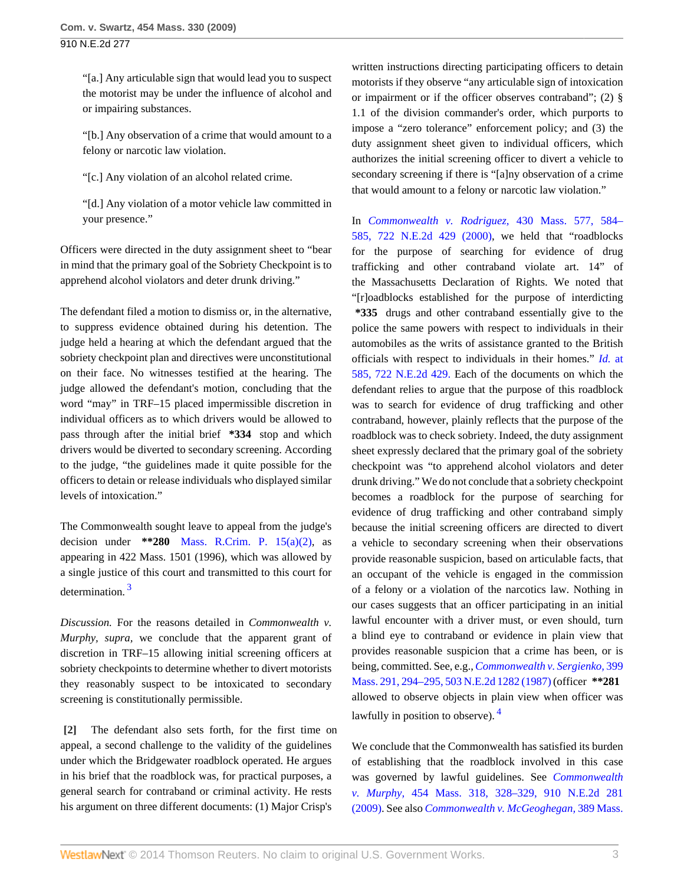"[a.] Any articulable sign that would lead you to suspect the motorist may be under the influence of alcohol and or impairing substances.

"[b.] Any observation of a crime that would amount to a felony or narcotic law violation.

"[c.] Any violation of an alcohol related crime.

"[d.] Any violation of a motor vehicle law committed in your presence."

Officers were directed in the duty assignment sheet to "bear in mind that the primary goal of the Sobriety Checkpoint is to apprehend alcohol violators and deter drunk driving."

The defendant filed a motion to dismiss or, in the alternative, to suppress evidence obtained during his detention. The judge held a hearing at which the defendant argued that the sobriety checkpoint plan and directives were unconstitutional on their face. No witnesses testified at the hearing. The judge allowed the defendant's motion, concluding that the word "may" in TRF–15 placed impermissible discretion in individual officers as to which drivers would be allowed to pass through after the initial brief **\*334** stop and which drivers would be diverted to secondary screening. According to the judge, "the guidelines made it quite possible for the officers to detain or release individuals who displayed similar levels of intoxication."

The Commonwealth sought leave to appeal from the judge's decision under **\*\*280** Mass. R.Crim. P. 15(a)(2), as appearing in 422 Mass. 1501 (1996), which was allowed by a single justice of this court and transmitted to this court for determination. [3]

*Discussion.* For the reasons detailed in *Commonwealth v. Murphy, supra,* we conclude that the apparent grant of discretion in TRF–15 allowing initial screening officers at sobriety checkpoints to determine whether to divert motorists they reasonably suspect to be intoxicated to secondary screening is constitutionally permissible.

**[2]** The defendant also sets forth, for the first time on appeal, a second challenge to the validity of the guidelines under which the Bridgewater roadblock operated. He argues in his brief that the roadblock was, for practical purposes, a general search for contraband or criminal activity. He rests his argument on three different documents: (1) Major Crisp's written instructions directing participating officers to detain motorists if they observe "any articulable sign of intoxication or impairment or if the officer observes contraband"; (2) § 1.1 of the division commander's order, which purports to impose a "zero tolerance" enforcement policy; and (3) the duty assignment sheet given to individual officers, which authorizes the initial screening officer to divert a vehicle to secondary screening if there is "[a]ny observation of a crime that would amount to a felony or narcotic law violation."

In *Commonwealth v. Rodriguez,* 430 Mass. 577, 584–585, 722 N.E.2d 429 (2000), we held that "roadblocks for the purpose of searching for evidence of drug trafficking and other contraband violate art. 14" of the Massachusetts Declaration of Rights. We noted that "[r]oadblocks established for the purpose of interdicting **\*335** drugs and other contraband essentially give to the police the same powers with respect to individuals in their automobiles as the writs of assistance granted to the British officials with respect to individuals in their homes." *Id.* at 585, 722 N.E.2d 429. Each of the documents on which the defendant relies to argue that the purpose of this roadblock was to search for evidence of drug trafficking and other contraband, however, plainly reflects that the purpose of the roadblock was to check sobriety. Indeed, the duty assignment sheet expressly declared that the primary goal of the sobriety checkpoint was "to apprehend alcohol violators and deter drunk driving." We do not conclude that a sobriety checkpoint becomes a roadblock for the purpose of searching for evidence of drug trafficking and other contraband simply because the initial screening officers are directed to divert a vehicle to secondary screening when their observations provide reasonable suspicion, based on articulable facts, that an occupant of the vehicle is engaged in the commission of a felony or a violation of the narcotics law. Nothing in our cases suggests that an officer participating in an initial lawful encounter with a driver must, or even should, turn a blind eye to contraband or evidence in plain view that provides reasonable suspicion that a crime has been, or is being, committed. See, e.g., *Commonwealth v. Sergienko,* 399 Mass. 291, 294–295, 503 N.E.2d 1282 (1987) (officer **\*\*281** allowed to observe objects in plain view when officer was lawfully in position to observe). [4]

We conclude that the Commonwealth has satisfied its burden of establishing that the roadblock involved in this case was governed by lawful guidelines. See *Commonwealth v. Murphy,* 454 Mass. 318, 328–329, 910 N.E.2d 281 (2009). See also *Commonwealth v. McGeoghegan,* 389 Mass.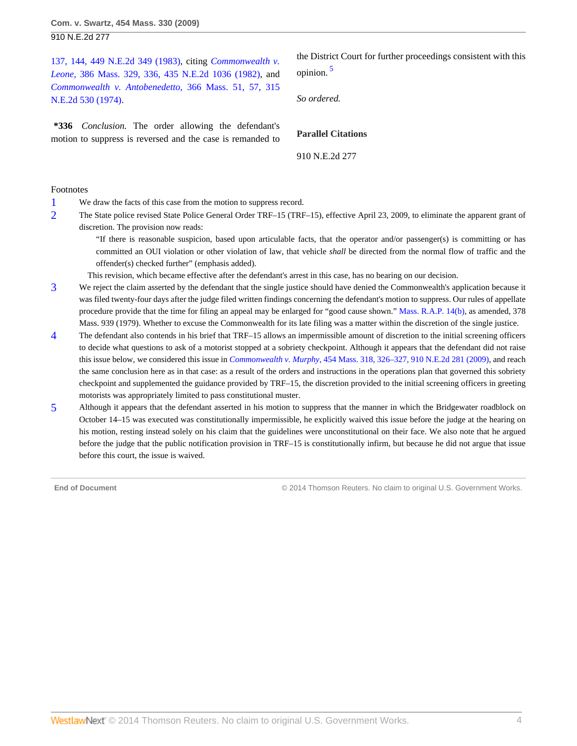137, 144, 449 N.E.2d 349 (1983), citing *Commonwealth v. Leone,* 386 Mass. 329, 336, 435 N.E.2d 1036 (1982), and *Commonwealth v. Antobenedetto,* 366 Mass. 51, 57, 315 N.E.2d 530 (1974).

**\*336** *Conclusion.* The order allowing the defendant's motion to suppress is reversed and the case is remanded to the District Court for further proceedings consistent with this opinion.[5]

*So ordered.*

**Parallel Citations**

910 N.E.2d 277

Footnotes

1. We draw the facts of this case from the motion to suppress record.

2. The State police revised State Police General Order TRF–15 (TRF–15), effective April 23, 2009, to eliminate the apparent grant of discretion. The provision now reads:

   > "If there is reasonable suspicion, based upon articulable facts, that the operator and/or passenger(s) is committing or has committed an OUI violation or other violation of law, that vehicle *shall* be directed from the normal flow of traffic and the offender(s) checked further" (emphasis added).

   This revision, which became effective after the defendant's arrest in this case, has no bearing on our decision.

3. We reject the claim asserted by the defendant that the single justice should have denied the Commonwealth's application because it was filed twenty-four days after the judge filed written findings concerning the defendant's motion to suppress. Our rules of appellate procedure provide that the time for filing an appeal may be enlarged for "good cause shown." Mass. R.A.P. 14(b), as amended, 378 Mass. 939 (1979). Whether to excuse the Commonwealth for its late filing was a matter within the discretion of the single justice.

4. The defendant also contends in his brief that TRF–15 allows an impermissible amount of discretion to the initial screening officers to decide what questions to ask of a motorist stopped at a sobriety checkpoint. Although it appears that the defendant did not raise this issue below, we considered this issue in *Commonwealth v. Murphy,* 454 Mass. 318, 326–327, 910 N.E.2d 281 (2009), and reach the same conclusion here as in that case: as a result of the orders and instructions in the operations plan that governed this sobriety checkpoint and supplemented the guidance provided by TRF–15, the discretion provided to the initial screening officers in greeting motorists was appropriately limited to pass constitutional muster.

5. Although it appears that the defendant asserted in his motion to suppress that the manner in which the Bridgewater roadblock on October 14–15 was executed was constitutionally impermissible, he explicitly waived this issue before the judge at the hearing on his motion, resting instead solely on his claim that the guidelines were unconstitutional on their face. We also note that he argued before the judge that the public notification provision in TRF–15 is constitutionally infirm, but because he did not argue that issue before this court, the issue is waived.

End of Document